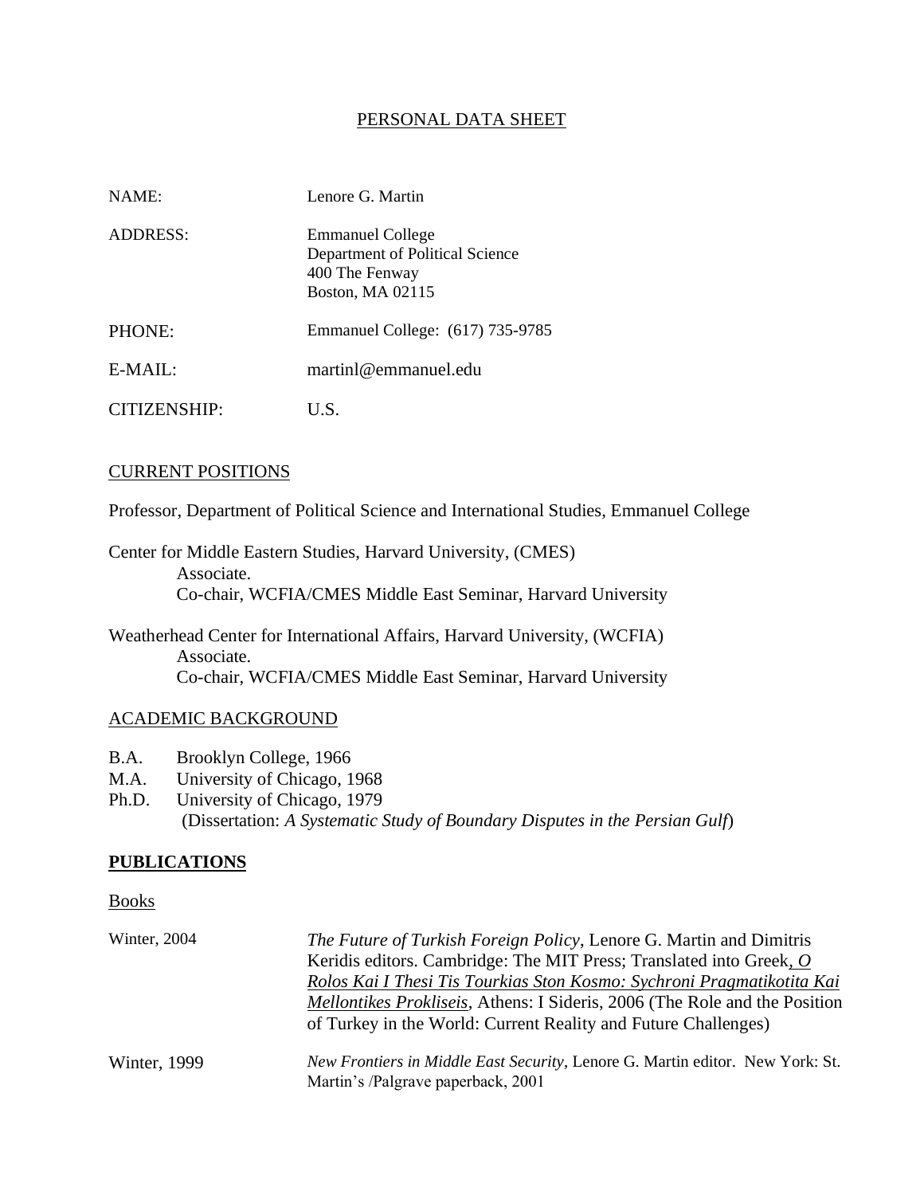# PERSONAL DATA SHEET

| | |
|---|---|
| NAME: | Lenore G. Martin |
| ADDRESS: | Emmanuel College<br>Department of Political Science<br>400 The Fenway<br>Boston, MA 02115 |
| PHONE: | Emmanuel College: (617) 735-9785 |
| E-MAIL: | martinl@emmanuel.edu |
| CITIZENSHIP: | U.S. |

## CURRENT POSITIONS

Professor, Department of Political Science and International Studies, Emmanuel College

Center for Middle Eastern Studies, Harvard University, (CMES)
Associate.
Co-chair, WCFIA/CMES Middle East Seminar, Harvard University

Weatherhead Center for International Affairs, Harvard University, (WCFIA)
Associate.
Co-chair, WCFIA/CMES Middle East Seminar, Harvard University

## ACADEMIC BACKGROUND

B.A. Brooklyn College, 1966
M.A. University of Chicago, 1968
Ph.D. University of Chicago, 1979
(Dissertation: *A Systematic Study of Boundary Disputes in the Persian Gulf*)

## **PUBLICATIONS**

### Books

| | |
|---|---|
| Winter, 2004 | *The Future of Turkish Foreign Policy*, Lenore G. Martin and Dimitris Keridis editors. Cambridge: The MIT Press; Translated into Greek, *O Rolos Kai I Thesi Tis Tourkias Ston Kosmo: Sychroni Pragmatikotita Kai Mellontikes Prokliseis*, Athens: I Sideris, 2006 (The Role and the Position of Turkey in the World: Current Reality and Future Challenges) |
| Winter, 1999 | *New Frontiers in Middle East Security*, Lenore G. Martin editor. New York: St. Martin's /Palgrave paperback, 2001 |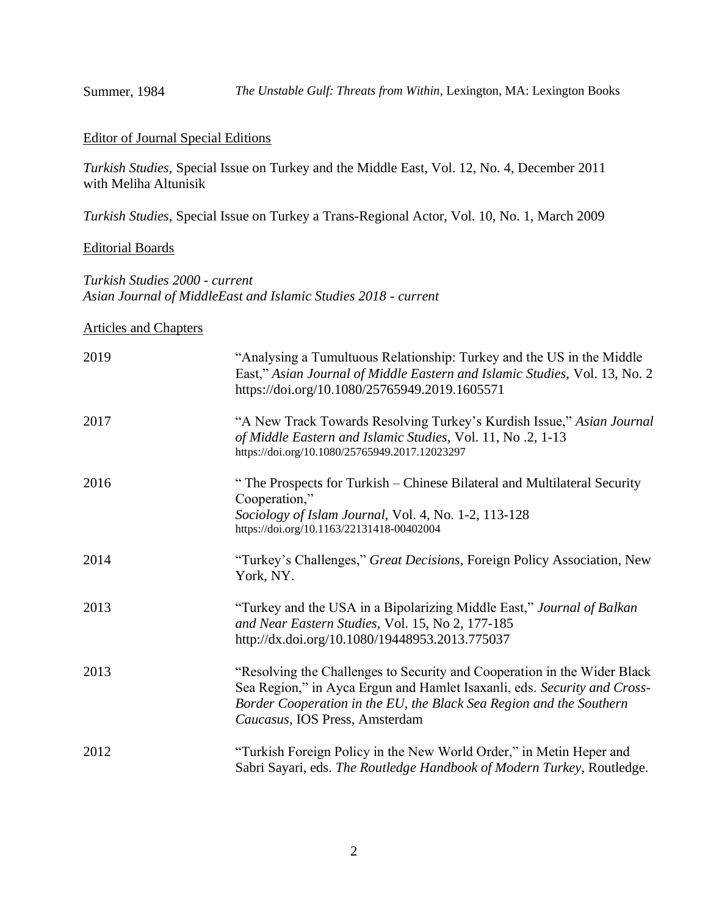Summer, 1984 *The Unstable Gulf: Threats from Within*, Lexington, MA: Lexington Books

Editor of Journal Special Editions

*Turkish Studies,* Special Issue on Turkey and the Middle East, Vol. 12, No. 4, December 2011 with Meliha Altunisik

*Turkish Studies,* Special Issue on Turkey a Trans-Regional Actor, Vol. 10, No. 1, March 2009

Editorial Boards

*Turkish Studies 2000 - current*
*Asian Journal of MiddleEast and Islamic Studies 2018 - current*

Articles and Chapters

| | |
|---|---|
| 2019 | "Analysing a Tumultuous Relationship: Turkey and the US in the Middle East," *Asian Journal of Middle Eastern and Islamic Studies,* Vol. 13, No. 2 https://doi.org/10.1080/25765949.2019.1605571 |
| 2017 | "A New Track Towards Resolving Turkey's Kurdish Issue," *Asian Journal of Middle Eastern and Islamic Studies,* Vol. 11, No .2, 1-13 https://doi.org/10.1080/25765949.2017.12023297 |
| 2016 | " The Prospects for Turkish – Chinese Bilateral and Multilateral Security Cooperation," *Sociology of Islam Journal,* Vol. 4, No. 1-2, 113-128 https://doi.org/10.1163/22131418-00402004 |
| 2014 | "Turkey's Challenges," *Great Decisions,* Foreign Policy Association, New York, NY. |
| 2013 | "Turkey and the USA in a Bipolarizing Middle East," *Journal of Balkan and Near Eastern Studies,* Vol. 15, No 2, 177-185 http://dx.doi.org/10.1080/19448953.2013.775037 |
| 2013 | "Resolving the Challenges to Security and Cooperation in the Wider Black Sea Region," in Ayca Ergun and Hamlet Isaxanli, eds. *Security and Cross-Border Cooperation in the EU, the Black Sea Region and the Southern Caucasus,* IOS Press, Amsterdam |
| 2012 | "Turkish Foreign Policy in the New World Order," in Metin Heper and Sabri Sayari, eds. *The Routledge Handbook of Modern Turkey*, Routledge. |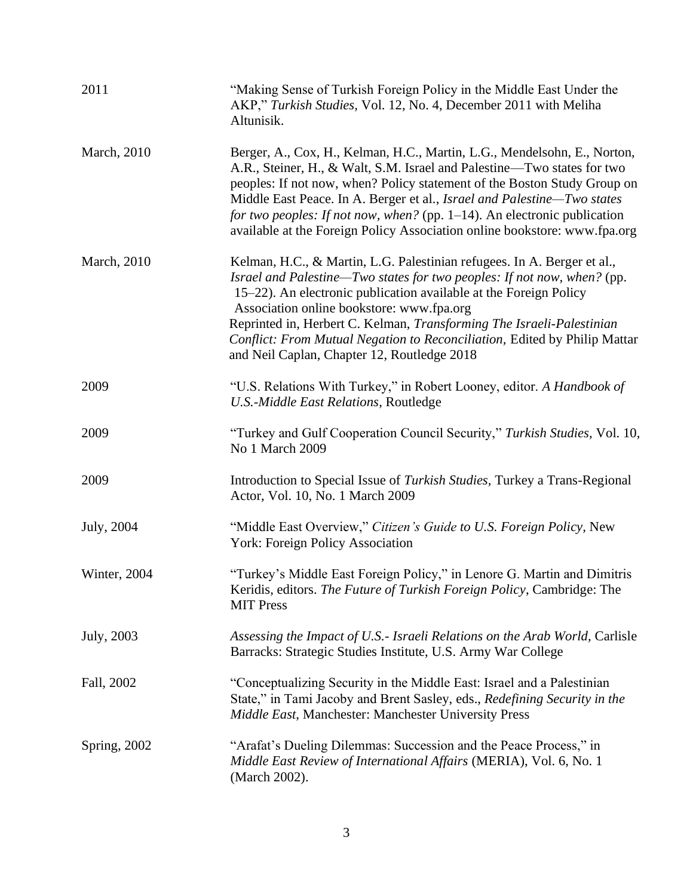| | |
|---|---|
| 2011 | "Making Sense of Turkish Foreign Policy in the Middle East Under the AKP," *Turkish Studies,* Vol. 12, No. 4, December 2011 with Meliha Altunisik. |
| March, 2010 | Berger, A., Cox, H., Kelman, H.C., Martin, L.G., Mendelsohn, E., Norton, A.R., Steiner, H., & Walt, S.M. Israel and Palestine—Two states for two peoples: If not now, when? Policy statement of the Boston Study Group on Middle East Peace. In A. Berger et al., *Israel and Palestine—Two states for two peoples: If not now, when?* (pp. 1–14). An electronic publication available at the Foreign Policy Association online bookstore: www.fpa.org |
| March, 2010 | Kelman, H.C., & Martin, L.G. Palestinian refugees. In A. Berger et al., *Israel and Palestine—Two states for two peoples: If not now, when?* (pp. 15–22). An electronic publication available at the Foreign Policy Association online bookstore: www.fpa.org<br>Reprinted in, Herbert C. Kelman, *Transforming The Israeli-Palestinian Conflict: From Mutual Negation to Reconciliation,* Edited by Philip Mattar and Neil Caplan, Chapter 12, Routledge 2018 |
| 2009 | "U.S. Relations With Turkey," in Robert Looney, editor. *A Handbook of U.S.-Middle East Relations*, Routledge |
| 2009 | "Turkey and Gulf Cooperation Council Security," *Turkish Studies,* Vol. 10, No 1 March 2009 |
| 2009 | Introduction to Special Issue of *Turkish Studies,* Turkey a Trans-Regional Actor, Vol. 10, No. 1 March 2009 |
| July, 2004 | "Middle East Overview," *Citizen's Guide to U.S. Foreign Policy,* New York: Foreign Policy Association |
| Winter, 2004 | "Turkey's Middle East Foreign Policy," in Lenore G. Martin and Dimitris Keridis, editors. *The Future of Turkish Foreign Policy,* Cambridge: The MIT Press |
| July, 2003 | *Assessing the Impact of U.S.- Israeli Relations on the Arab World,* Carlisle Barracks: Strategic Studies Institute, U.S. Army War College |
| Fall, 2002 | "Conceptualizing Security in the Middle East: Israel and a Palestinian State," in Tami Jacoby and Brent Sasley, eds., *Redefining Security in the Middle East*, Manchester: Manchester University Press |
| Spring, 2002 | "Arafat's Dueling Dilemmas: Succession and the Peace Process," in *Middle East Review of International Affairs* (MERIA), Vol. 6, No. 1 (March 2002). |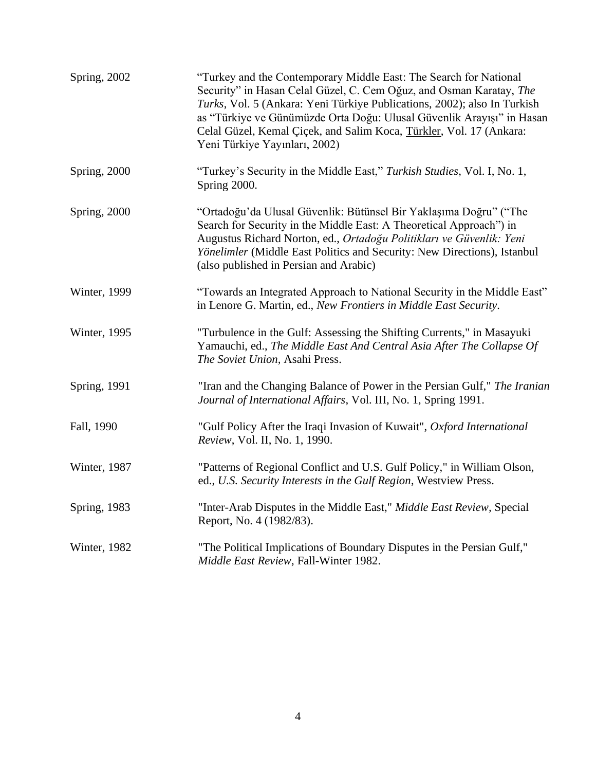| | |
|---|---|
| Spring, 2002 | "Turkey and the Contemporary Middle East: The Search for National Security" in Hasan Celal Güzel, C. Cem Oğuz, and Osman Karatay, *The Turks*, Vol. 5 (Ankara: Yeni Türkiye Publications, 2002); also In Turkish as "Türkiye ve Günümüzde Orta Doğu: Ulusal Güvenlik Arayışı" in Hasan Celal Güzel, Kemal Çiçek, and Salim Koca, Türkler, Vol. 17 (Ankara: Yeni Türkiye Yayınları, 2002) |
| Spring, 2000 | "Turkey's Security in the Middle East," *Turkish Studies*, Vol. I, No. 1, Spring 2000. |
| Spring, 2000 | "Ortadoğu'da Ulusal Güvenlik: Bütünsel Bir Yaklaşıma Doğru" ("The Search for Security in the Middle East: A Theoretical Approach") in Augustus Richard Norton, ed., *Ortadoğu Politikları ve Güvenlik: Yeni Yönelimler* (Middle East Politics and Security: New Directions), Istanbul (also published in Persian and Arabic) |
| Winter, 1999 | "Towards an Integrated Approach to National Security in the Middle East" in Lenore G. Martin, ed., *New Frontiers in Middle East Security*. |
| Winter, 1995 | "Turbulence in the Gulf: Assessing the Shifting Currents," in Masayuki Yamauchi, ed., *The Middle East And Central Asia After The Collapse Of The Soviet Union*, Asahi Press. |
| Spring, 1991 | "Iran and the Changing Balance of Power in the Persian Gulf," *The Iranian Journal of International Affairs*, Vol. III, No. 1, Spring 1991. |
| Fall, 1990 | "Gulf Policy After the Iraqi Invasion of Kuwait", *Oxford International Review*, Vol. II, No. 1, 1990. |
| Winter, 1987 | "Patterns of Regional Conflict and U.S. Gulf Policy," in William Olson, ed., *U.S. Security Interests in the Gulf Region*, Westview Press. |
| Spring, 1983 | "Inter-Arab Disputes in the Middle East," *Middle East Review*, Special Report, No. 4 (1982/83). |
| Winter, 1982 | "The Political Implications of Boundary Disputes in the Persian Gulf," *Middle East Review*, Fall-Winter 1982. |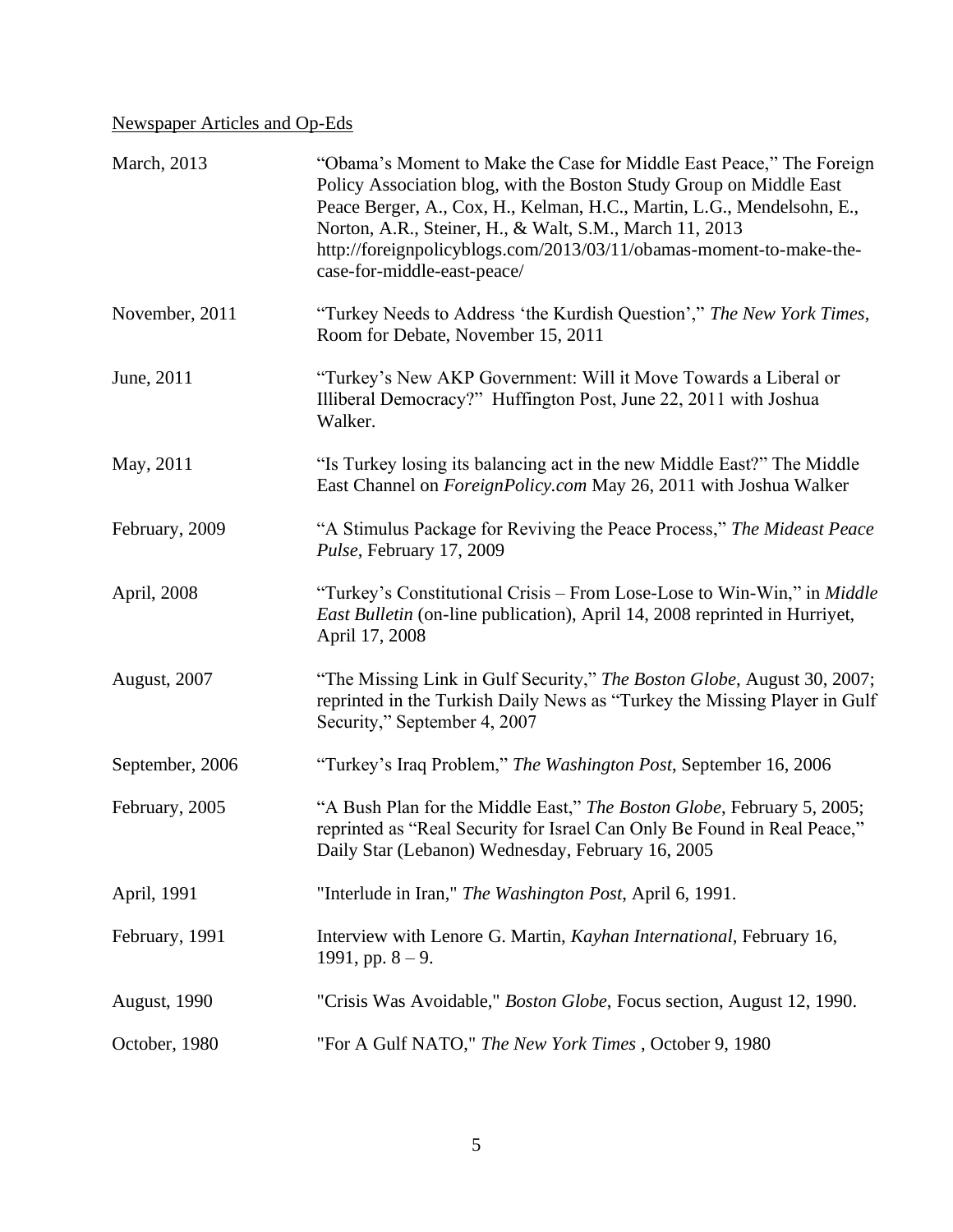Newspaper Articles and Op-Eds

| | |
|---|---|
| March, 2013 | "Obama's Moment to Make the Case for Middle East Peace," The Foreign Policy Association blog, with the Boston Study Group on Middle East Peace Berger, A., Cox, H., Kelman, H.C., Martin, L.G., Mendelsohn, E., Norton, A.R., Steiner, H., & Walt, S.M., March 11, 2013 http://foreignpolicyblogs.com/2013/03/11/obamas-moment-to-make-the-case-for-middle-east-peace/ |
| November, 2011 | "Turkey Needs to Address 'the Kurdish Question'," *The New York Times*, Room for Debate, November 15, 2011 |
| June, 2011 | "Turkey's New AKP Government: Will it Move Towards a Liberal or Illiberal Democracy?" Huffington Post, June 22, 2011 with Joshua Walker. |
| May, 2011 | "Is Turkey losing its balancing act in the new Middle East?" The Middle East Channel on *ForeignPolicy.com* May 26, 2011 with Joshua Walker |
| February, 2009 | "A Stimulus Package for Reviving the Peace Process," *The Mideast Peace Pulse*, February 17, 2009 |
| April, 2008 | "Turkey's Constitutional Crisis – From Lose-Lose to Win-Win," in *Middle East Bulletin* (on-line publication), April 14, 2008 reprinted in Hurriyet, April 17, 2008 |
| August, 2007 | "The Missing Link in Gulf Security," *The Boston Globe*, August 30, 2007; reprinted in the Turkish Daily News as "Turkey the Missing Player in Gulf Security," September 4, 2007 |
| September, 2006 | "Turkey's Iraq Problem," *The Washington Post*, September 16, 2006 |
| February, 2005 | "A Bush Plan for the Middle East," *The Boston Globe*, February 5, 2005; reprinted as "Real Security for Israel Can Only Be Found in Real Peace," Daily Star (Lebanon) Wednesday, February 16, 2005 |
| April, 1991 | "Interlude in Iran," *The Washington Post*, April 6, 1991. |
| February, 1991 | Interview with Lenore G. Martin, *Kayhan International*, February 16, 1991, pp. 8 – 9. |
| August, 1990 | "Crisis Was Avoidable," *Boston Globe*, Focus section, August 12, 1990. |
| October, 1980 | "For A Gulf NATO," *The New York Times* , October 9, 1980 |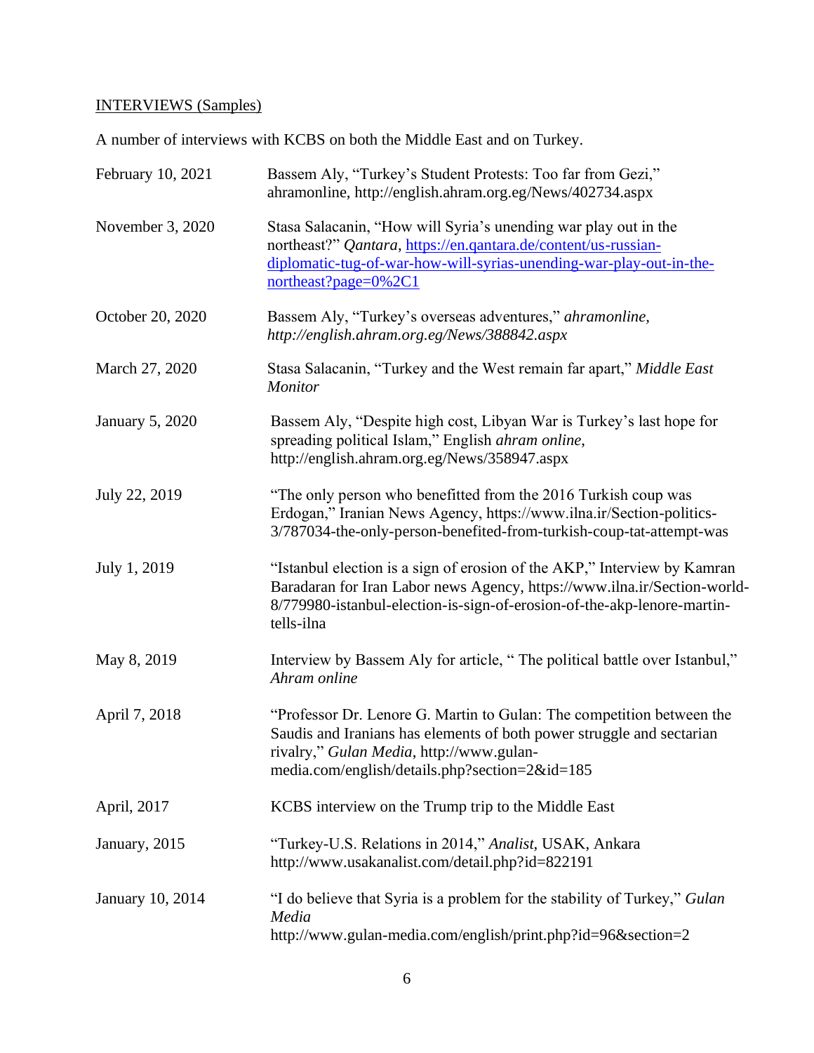INTERVIEWS (Samples)

A number of interviews with KCBS on both the Middle East and on Turkey.

| | |
|---|---|
| February 10, 2021 | Bassem Aly, "Turkey's Student Protests: Too far from Gezi," ahramonline, http://english.ahram.org.eg/News/402734.aspx |
| November 3, 2020 | Stasa Salacanin, "How will Syria's unending war play out in the northeast?" *Qantara*, https://en.qantara.de/content/us-russian-diplomatic-tug-of-war-how-will-syrias-unending-war-play-out-in-the-northeast?page=0%2C1 |
| October 20, 2020 | Bassem Aly, "Turkey's overseas adventures," *ahramonline, http://english.ahram.org.eg/News/388842.aspx* |
| March 27, 2020 | Stasa Salacanin, "Turkey and the West remain far apart," *Middle East Monitor* |
| January 5, 2020 | Bassem Aly, "Despite high cost, Libyan War is Turkey's last hope for spreading political Islam," English *ahram online*, http://english.ahram.org.eg/News/358947.aspx |
| July 22, 2019 | "The only person who benefitted from the 2016 Turkish coup was Erdogan," Iranian News Agency, https://www.ilna.ir/Section-politics-3/787034-the-only-person-benefited-from-turkish-coup-tat-attempt-was |
| July 1, 2019 | "Istanbul election is a sign of erosion of the AKP," Interview by Kamran Baradaran for Iran Labor news Agency, https://www.ilna.ir/Section-world-8/779980-istanbul-election-is-sign-of-erosion-of-the-akp-lenore-martin-tells-ilna |
| May 8, 2019 | Interview by Bassem Aly for article, " The political battle over Istanbul," *Ahram online* |
| April 7, 2018 | "Professor Dr. Lenore G. Martin to Gulan: The competition between the Saudis and Iranians has elements of both power struggle and sectarian rivalry," *Gulan Media*, http://www.gulan-media.com/english/details.php?section=2&id=185 |
| April, 2017 | KCBS interview on the Trump trip to the Middle East |
| January, 2015 | "Turkey-U.S. Relations in 2014," *Analist*, USAK, Ankara http://www.usakanalist.com/detail.php?id=822191 |
| January 10, 2014 | "I do believe that Syria is a problem for the stability of Turkey," *Gulan Media* http://www.gulan-media.com/english/print.php?id=96&section=2 |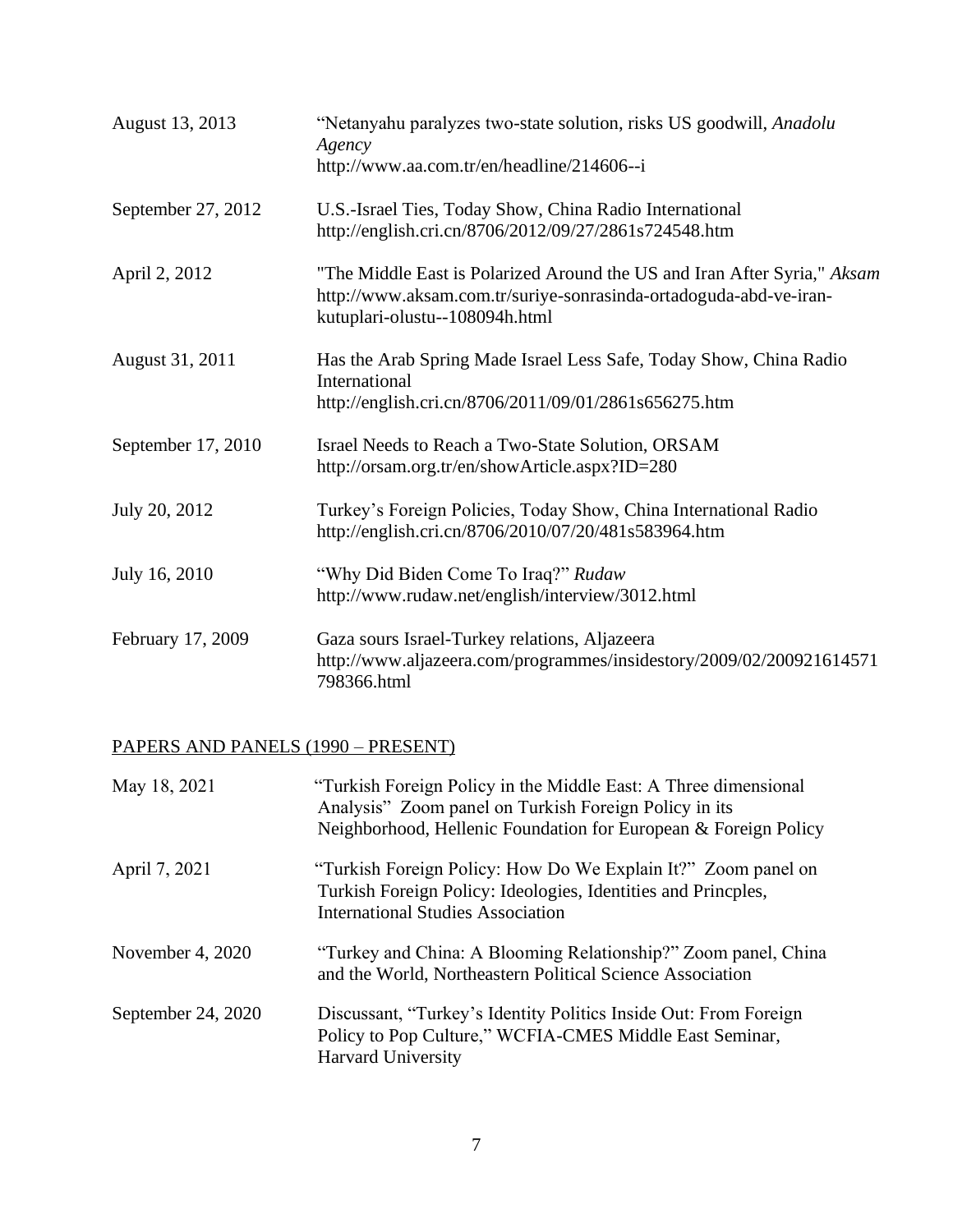| | |
|---|---|
| August 13, 2013 | "Netanyahu paralyzes two-state solution, risks US goodwill, *Anadolu Agency*<br>http://www.aa.com.tr/en/headline/214606--i |
| September 27, 2012 | U.S.-Israel Ties, Today Show, China Radio International<br>http://english.cri.cn/8706/2012/09/27/2861s724548.htm |
| April 2, 2012 | "The Middle East is Polarized Around the US and Iran After Syria," *Aksam*<br>http://www.aksam.com.tr/suriye-sonrasinda-ortadoguda-abd-ve-iran-kutuplari-olustu--108094h.html |
| August 31, 2011 | Has the Arab Spring Made Israel Less Safe, Today Show, China Radio International<br>http://english.cri.cn/8706/2011/09/01/2861s656275.htm |
| September 17, 2010 | Israel Needs to Reach a Two-State Solution, ORSAM<br>http://orsam.org.tr/en/showArticle.aspx?ID=280 |
| July 20, 2012 | Turkey's Foreign Policies, Today Show, China International Radio<br>http://english.cri.cn/8706/2010/07/20/481s583964.htm |
| July 16, 2010 | "Why Did Biden Come To Iraq?" *Rudaw*<br>http://www.rudaw.net/english/interview/3012.html |
| February 17, 2009 | Gaza sours Israel-Turkey relations, Aljazeera<br>http://www.aljazeera.com/programmes/insidestory/2009/02/200921614571798366.html |

## PAPERS AND PANELS (1990 – PRESENT)

| | |
|---|---|
| May 18, 2021 | "Turkish Foreign Policy in the Middle East: A Three dimensional Analysis" Zoom panel on Turkish Foreign Policy in its Neighborhood, Hellenic Foundation for European & Foreign Policy |
| April 7, 2021 | "Turkish Foreign Policy: How Do We Explain It?" Zoom panel on Turkish Foreign Policy: Ideologies, Identities and Princples, International Studies Association |
| November 4, 2020 | "Turkey and China: A Blooming Relationship?" Zoom panel, China and the World, Northeastern Political Science Association |
| September 24, 2020 | Discussant, "Turkey's Identity Politics Inside Out: From Foreign Policy to Pop Culture," WCFIA-CMES Middle East Seminar, Harvard University |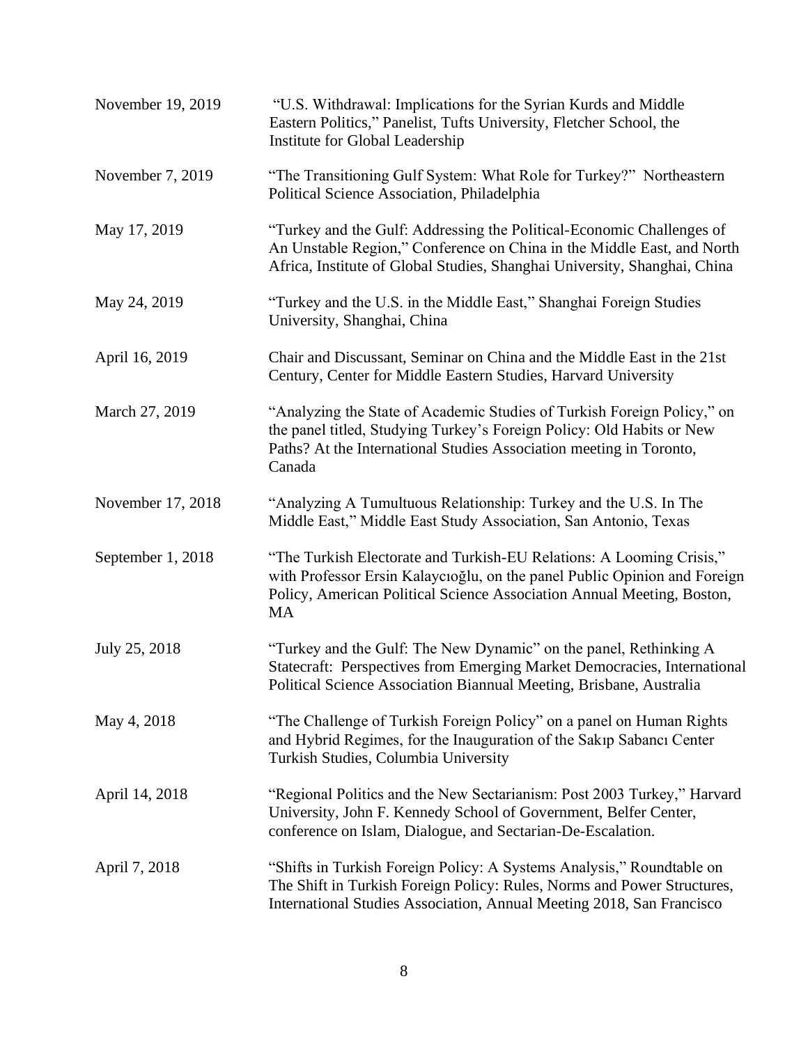| | |
|---|---|
| November 19, 2019 | "U.S. Withdrawal: Implications for the Syrian Kurds and Middle Eastern Politics," Panelist, Tufts University, Fletcher School, the Institute for Global Leadership |
| November 7, 2019 | "The Transitioning Gulf System: What Role for Turkey?" Northeastern Political Science Association, Philadelphia |
| May 17, 2019 | "Turkey and the Gulf: Addressing the Political-Economic Challenges of An Unstable Region," Conference on China in the Middle East, and North Africa, Institute of Global Studies, Shanghai University, Shanghai, China |
| May 24, 2019 | "Turkey and the U.S. in the Middle East," Shanghai Foreign Studies University, Shanghai, China |
| April 16, 2019 | Chair and Discussant, Seminar on China and the Middle East in the 21st Century, Center for Middle Eastern Studies, Harvard University |
| March 27, 2019 | "Analyzing the State of Academic Studies of Turkish Foreign Policy," on the panel titled, Studying Turkey's Foreign Policy: Old Habits or New Paths? At the International Studies Association meeting in Toronto, Canada |
| November 17, 2018 | "Analyzing A Tumultuous Relationship: Turkey and the U.S. In The Middle East," Middle East Study Association, San Antonio, Texas |
| September 1, 2018 | "The Turkish Electorate and Turkish-EU Relations: A Looming Crisis," with Professor Ersin Kalaycıoğlu, on the panel Public Opinion and Foreign Policy, American Political Science Association Annual Meeting, Boston, MA |
| July 25, 2018 | "Turkey and the Gulf: The New Dynamic" on the panel, Rethinking A Statecraft: Perspectives from Emerging Market Democracies, International Political Science Association Biannual Meeting, Brisbane, Australia |
| May 4, 2018 | "The Challenge of Turkish Foreign Policy" on a panel on Human Rights and Hybrid Regimes, for the Inauguration of the Sakıp Sabancı Center Turkish Studies, Columbia University |
| April 14, 2018 | "Regional Politics and the New Sectarianism: Post 2003 Turkey," Harvard University, John F. Kennedy School of Government, Belfer Center, conference on Islam, Dialogue, and Sectarian-De-Escalation. |
| April 7, 2018 | "Shifts in Turkish Foreign Policy: A Systems Analysis," Roundtable on The Shift in Turkish Foreign Policy: Rules, Norms and Power Structures, International Studies Association, Annual Meeting 2018, San Francisco |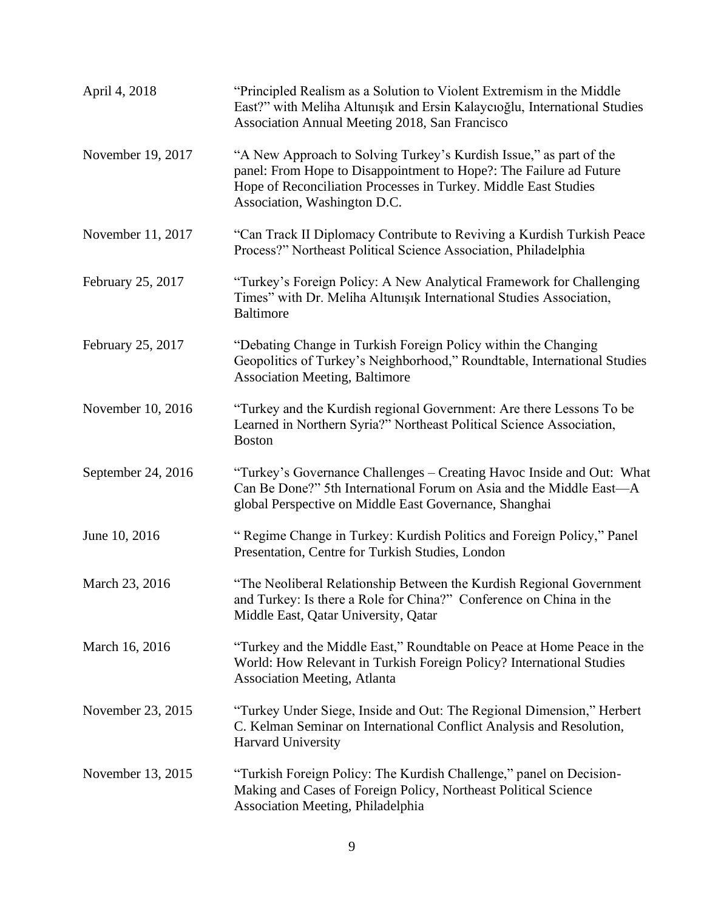| | |
|---|---|
| April 4, 2018 | "Principled Realism as a Solution to Violent Extremism in the Middle East?" with Meliha Altunışık and Ersin Kalaycıoğlu, International Studies Association Annual Meeting 2018, San Francisco |
| November 19, 2017 | "A New Approach to Solving Turkey's Kurdish Issue," as part of the panel: From Hope to Disappointment to Hope?: The Failure ad Future Hope of Reconciliation Processes in Turkey. Middle East Studies Association, Washington D.C. |
| November 11, 2017 | "Can Track II Diplomacy Contribute to Reviving a Kurdish Turkish Peace Process?" Northeast Political Science Association, Philadelphia |
| February 25, 2017 | "Turkey's Foreign Policy: A New Analytical Framework for Challenging Times" with Dr. Meliha Altunışık International Studies Association, Baltimore |
| February 25, 2017 | "Debating Change in Turkish Foreign Policy within the Changing Geopolitics of Turkey's Neighborhood," Roundtable, International Studies Association Meeting, Baltimore |
| November 10, 2016 | "Turkey and the Kurdish regional Government: Are there Lessons To be Learned in Northern Syria?" Northeast Political Science Association, Boston |
| September 24, 2016 | "Turkey's Governance Challenges – Creating Havoc Inside and Out: What Can Be Done?" 5th International Forum on Asia and the Middle East—A global Perspective on Middle East Governance, Shanghai |
| June 10, 2016 | " Regime Change in Turkey: Kurdish Politics and Foreign Policy," Panel Presentation, Centre for Turkish Studies, London |
| March 23, 2016 | "The Neoliberal Relationship Between the Kurdish Regional Government and Turkey: Is there a Role for China?" Conference on China in the Middle East, Qatar University, Qatar |
| March 16, 2016 | "Turkey and the Middle East," Roundtable on Peace at Home Peace in the World: How Relevant in Turkish Foreign Policy? International Studies Association Meeting, Atlanta |
| November 23, 2015 | "Turkey Under Siege, Inside and Out: The Regional Dimension," Herbert C. Kelman Seminar on International Conflict Analysis and Resolution, Harvard University |
| November 13, 2015 | "Turkish Foreign Policy: The Kurdish Challenge," panel on Decision-Making and Cases of Foreign Policy, Northeast Political Science Association Meeting, Philadelphia |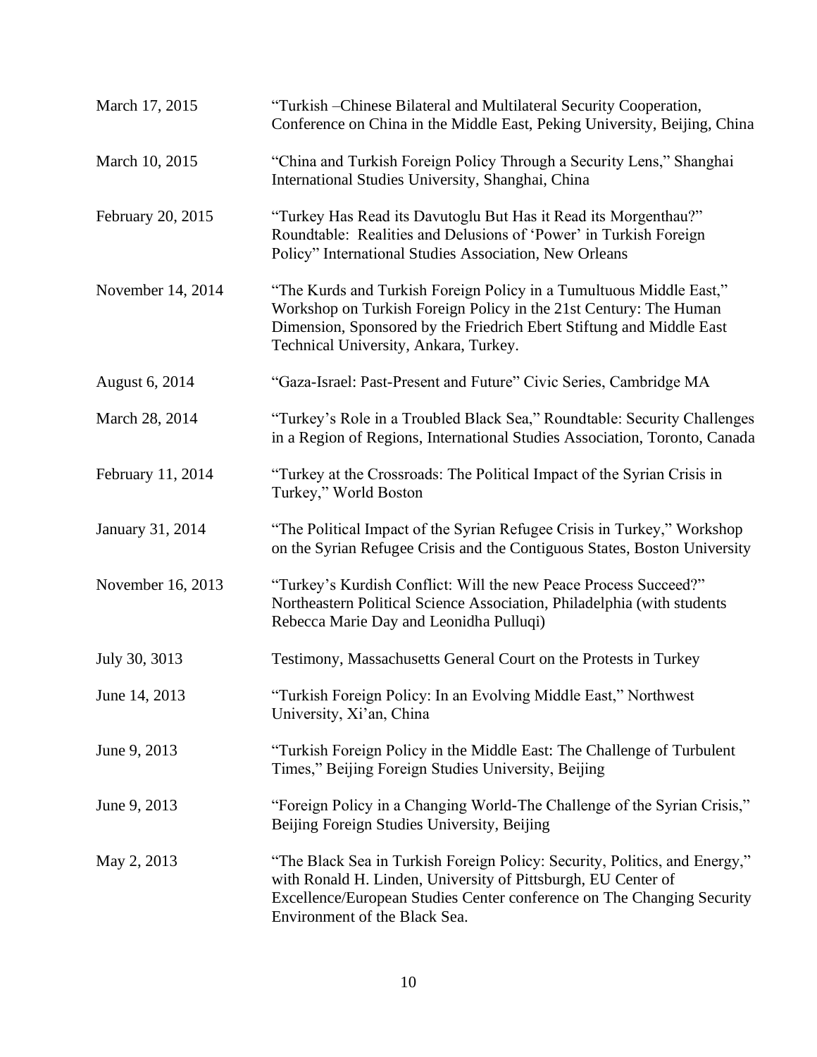| | |
|---|---|
| March 17, 2015 | "Turkish –Chinese Bilateral and Multilateral Security Cooperation, Conference on China in the Middle East, Peking University, Beijing, China |
| March 10, 2015 | "China and Turkish Foreign Policy Through a Security Lens," Shanghai International Studies University, Shanghai, China |
| February 20, 2015 | "Turkey Has Read its Davutoglu But Has it Read its Morgenthau?" Roundtable: Realities and Delusions of 'Power' in Turkish Foreign Policy" International Studies Association, New Orleans |
| November 14, 2014 | "The Kurds and Turkish Foreign Policy in a Tumultuous Middle East," Workshop on Turkish Foreign Policy in the 21st Century: The Human Dimension, Sponsored by the Friedrich Ebert Stiftung and Middle East Technical University, Ankara, Turkey. |
| August 6, 2014 | "Gaza-Israel: Past-Present and Future" Civic Series, Cambridge MA |
| March 28, 2014 | "Turkey's Role in a Troubled Black Sea," Roundtable: Security Challenges in a Region of Regions, International Studies Association, Toronto, Canada |
| February 11, 2014 | "Turkey at the Crossroads: The Political Impact of the Syrian Crisis in Turkey," World Boston |
| January 31, 2014 | "The Political Impact of the Syrian Refugee Crisis in Turkey," Workshop on the Syrian Refugee Crisis and the Contiguous States, Boston University |
| November 16, 2013 | "Turkey's Kurdish Conflict: Will the new Peace Process Succeed?" Northeastern Political Science Association, Philadelphia (with students Rebecca Marie Day and Leonidha Pulluqi) |
| July 30, 3013 | Testimony, Massachusetts General Court on the Protests in Turkey |
| June 14, 2013 | "Turkish Foreign Policy: In an Evolving Middle East," Northwest University, Xi'an, China |
| June 9, 2013 | "Turkish Foreign Policy in the Middle East: The Challenge of Turbulent Times," Beijing Foreign Studies University, Beijing |
| June 9, 2013 | "Foreign Policy in a Changing World-The Challenge of the Syrian Crisis," Beijing Foreign Studies University, Beijing |
| May 2, 2013 | "The Black Sea in Turkish Foreign Policy: Security, Politics, and Energy," with Ronald H. Linden, University of Pittsburgh, EU Center of Excellence/European Studies Center conference on The Changing Security Environment of the Black Sea. |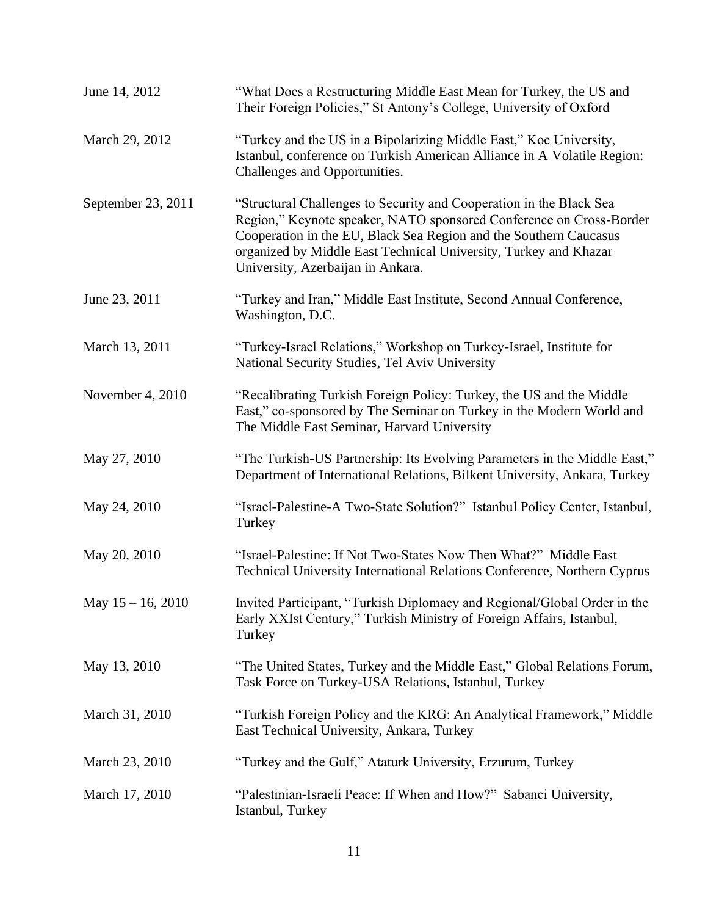| | |
|---|---|
| June 14, 2012 | "What Does a Restructuring Middle East Mean for Turkey, the US and Their Foreign Policies," St Antony's College, University of Oxford |
| March 29, 2012 | "Turkey and the US in a Bipolarizing Middle East," Koc University, Istanbul, conference on Turkish American Alliance in A Volatile Region: Challenges and Opportunities. |
| September 23, 2011 | "Structural Challenges to Security and Cooperation in the Black Sea Region," Keynote speaker, NATO sponsored Conference on Cross-Border Cooperation in the EU, Black Sea Region and the Southern Caucasus organized by Middle East Technical University, Turkey and Khazar University, Azerbaijan in Ankara. |
| June 23, 2011 | "Turkey and Iran," Middle East Institute, Second Annual Conference, Washington, D.C. |
| March 13, 2011 | "Turkey-Israel Relations," Workshop on Turkey-Israel, Institute for National Security Studies, Tel Aviv University |
| November 4, 2010 | "Recalibrating Turkish Foreign Policy: Turkey, the US and the Middle East," co-sponsored by The Seminar on Turkey in the Modern World and The Middle East Seminar, Harvard University |
| May 27, 2010 | "The Turkish-US Partnership: Its Evolving Parameters in the Middle East," Department of International Relations, Bilkent University, Ankara, Turkey |
| May 24, 2010 | "Israel-Palestine-A Two-State Solution?" Istanbul Policy Center, Istanbul, Turkey |
| May 20, 2010 | "Israel-Palestine: If Not Two-States Now Then What?" Middle East Technical University International Relations Conference, Northern Cyprus |
| May 15 – 16, 2010 | Invited Participant, "Turkish Diplomacy and Regional/Global Order in the Early XXIst Century," Turkish Ministry of Foreign Affairs, Istanbul, Turkey |
| May 13, 2010 | "The United States, Turkey and the Middle East," Global Relations Forum, Task Force on Turkey-USA Relations, Istanbul, Turkey |
| March 31, 2010 | "Turkish Foreign Policy and the KRG: An Analytical Framework," Middle East Technical University, Ankara, Turkey |
| March 23, 2010 | "Turkey and the Gulf," Ataturk University, Erzurum, Turkey |
| March 17, 2010 | "Palestinian-Israeli Peace: If When and How?" Sabanci University, Istanbul, Turkey |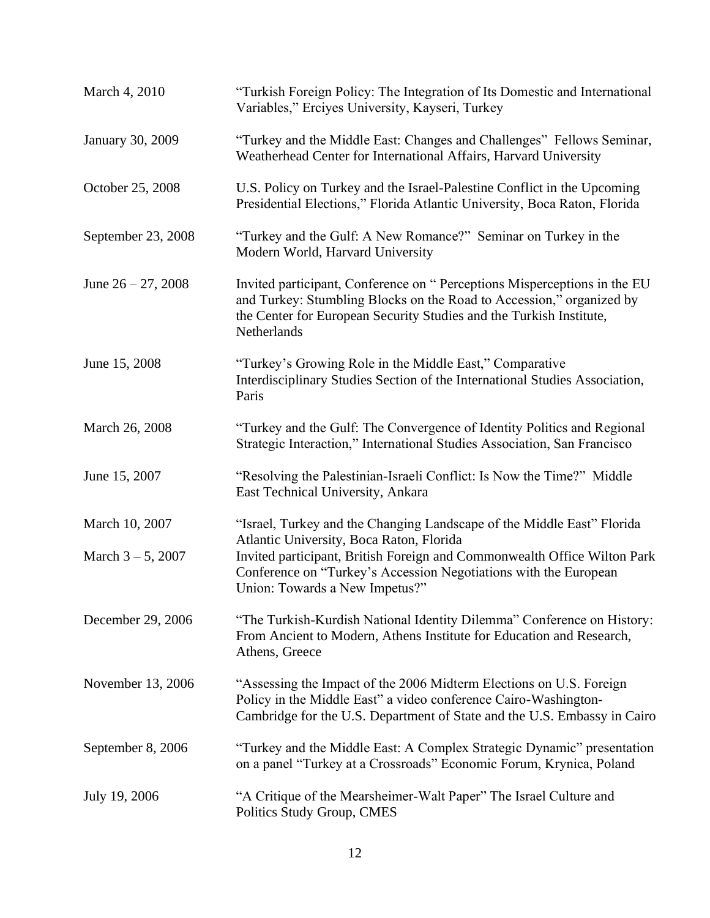| | |
|---|---|
| March 4, 2010 | "Turkish Foreign Policy: The Integration of Its Domestic and International Variables," Erciyes University, Kayseri, Turkey |
| January 30, 2009 | "Turkey and the Middle East: Changes and Challenges" Fellows Seminar, Weatherhead Center for International Affairs, Harvard University |
| October 25, 2008 | U.S. Policy on Turkey and the Israel-Palestine Conflict in the Upcoming Presidential Elections," Florida Atlantic University, Boca Raton, Florida |
| September 23, 2008 | "Turkey and the Gulf: A New Romance?" Seminar on Turkey in the Modern World, Harvard University |
| June 26 – 27, 2008 | Invited participant, Conference on " Perceptions Misperceptions in the EU and Turkey: Stumbling Blocks on the Road to Accession," organized by the Center for European Security Studies and the Turkish Institute, Netherlands |
| June 15, 2008 | "Turkey's Growing Role in the Middle East," Comparative Interdisciplinary Studies Section of the International Studies Association, Paris |
| March 26, 2008 | "Turkey and the Gulf: The Convergence of Identity Politics and Regional Strategic Interaction," International Studies Association, San Francisco |
| June 15, 2007 | "Resolving the Palestinian-Israeli Conflict: Is Now the Time?" Middle East Technical University, Ankara |
| March 10, 2007 | "Israel, Turkey and the Changing Landscape of the Middle East" Florida Atlantic University, Boca Raton, Florida |
| March 3 – 5, 2007 | Invited participant, British Foreign and Commonwealth Office Wilton Park Conference on "Turkey's Accession Negotiations with the European Union: Towards a New Impetus?" |
| December 29, 2006 | "The Turkish-Kurdish National Identity Dilemma" Conference on History: From Ancient to Modern, Athens Institute for Education and Research, Athens, Greece |
| November 13, 2006 | "Assessing the Impact of the 2006 Midterm Elections on U.S. Foreign Policy in the Middle East" a video conference Cairo-Washington-Cambridge for the U.S. Department of State and the U.S. Embassy in Cairo |
| September 8, 2006 | "Turkey and the Middle East: A Complex Strategic Dynamic" presentation on a panel "Turkey at a Crossroads" Economic Forum, Krynica, Poland |
| July 19, 2006 | "A Critique of the Mearsheimer-Walt Paper" The Israel Culture and Politics Study Group, CMES |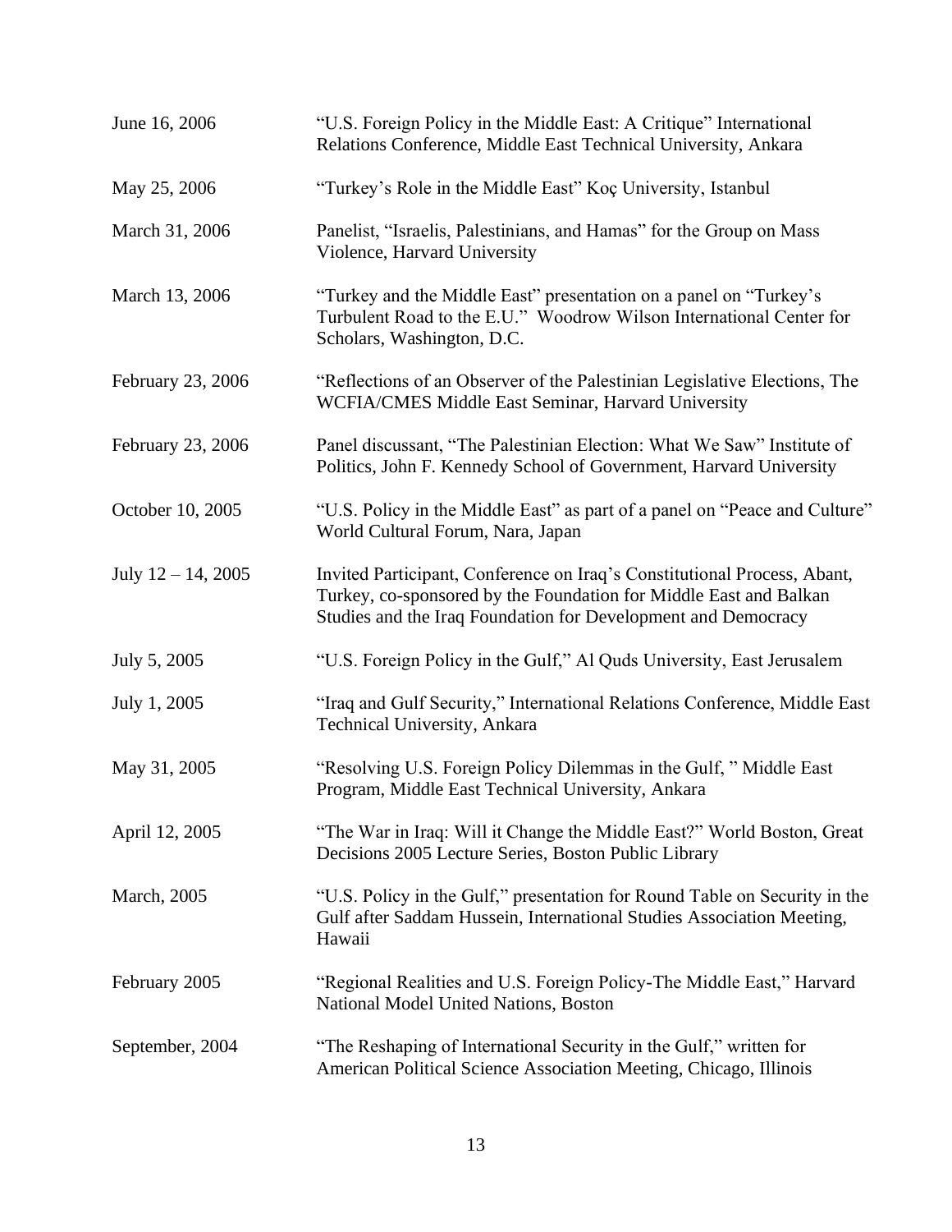| | |
|---|---|
| June 16, 2006 | "U.S. Foreign Policy in the Middle East: A Critique" International Relations Conference, Middle East Technical University, Ankara |
| May 25, 2006 | "Turkey's Role in the Middle East" Koç University, Istanbul |
| March 31, 2006 | Panelist, "Israelis, Palestinians, and Hamas" for the Group on Mass Violence, Harvard University |
| March 13, 2006 | "Turkey and the Middle East" presentation on a panel on "Turkey's Turbulent Road to the E.U." Woodrow Wilson International Center for Scholars, Washington, D.C. |
| February 23, 2006 | "Reflections of an Observer of the Palestinian Legislative Elections, The WCFIA/CMES Middle East Seminar, Harvard University |
| February 23, 2006 | Panel discussant, "The Palestinian Election: What We Saw" Institute of Politics, John F. Kennedy School of Government, Harvard University |
| October 10, 2005 | "U.S. Policy in the Middle East" as part of a panel on "Peace and Culture" World Cultural Forum, Nara, Japan |
| July 12 – 14, 2005 | Invited Participant, Conference on Iraq's Constitutional Process, Abant, Turkey, co-sponsored by the Foundation for Middle East and Balkan Studies and the Iraq Foundation for Development and Democracy |
| July 5, 2005 | "U.S. Foreign Policy in the Gulf," Al Quds University, East Jerusalem |
| July 1, 2005 | "Iraq and Gulf Security," International Relations Conference, Middle East Technical University, Ankara |
| May 31, 2005 | "Resolving U.S. Foreign Policy Dilemmas in the Gulf, " Middle East Program, Middle East Technical University, Ankara |
| April 12, 2005 | "The War in Iraq: Will it Change the Middle East?" World Boston, Great Decisions 2005 Lecture Series, Boston Public Library |
| March, 2005 | "U.S. Policy in the Gulf," presentation for Round Table on Security in the Gulf after Saddam Hussein, International Studies Association Meeting, Hawaii |
| February 2005 | "Regional Realities and U.S. Foreign Policy-The Middle East," Harvard National Model United Nations, Boston |
| September, 2004 | "The Reshaping of International Security in the Gulf," written for American Political Science Association Meeting, Chicago, Illinois |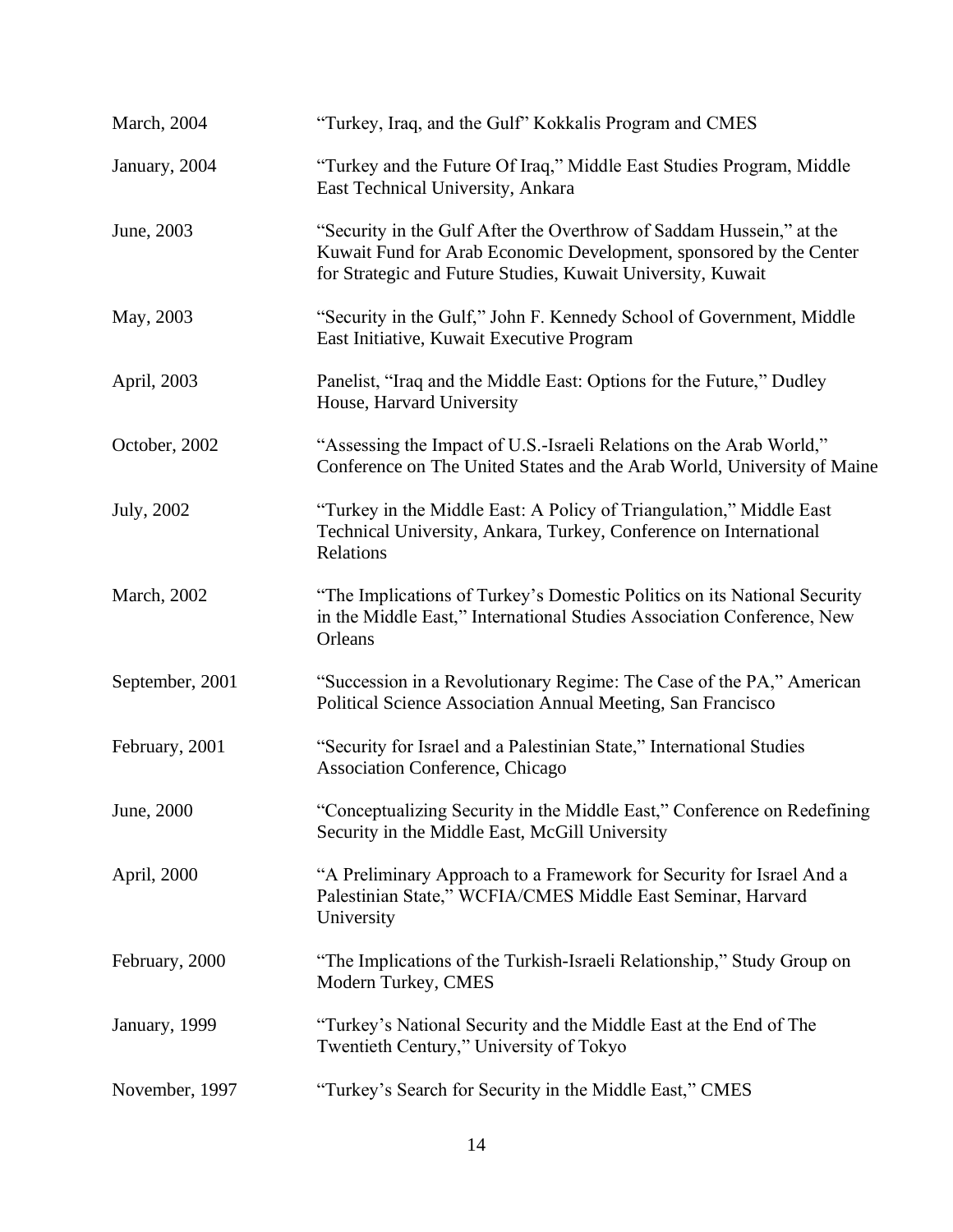| | |
|---|---|
| March, 2004 | "Turkey, Iraq, and the Gulf" Kokkalis Program and CMES |
| January, 2004 | "Turkey and the Future Of Iraq," Middle East Studies Program, Middle East Technical University, Ankara |
| June, 2003 | "Security in the Gulf After the Overthrow of Saddam Hussein," at the Kuwait Fund for Arab Economic Development, sponsored by the Center for Strategic and Future Studies, Kuwait University, Kuwait |
| May, 2003 | "Security in the Gulf," John F. Kennedy School of Government, Middle East Initiative, Kuwait Executive Program |
| April, 2003 | Panelist, "Iraq and the Middle East: Options for the Future," Dudley House, Harvard University |
| October, 2002 | "Assessing the Impact of U.S.-Israeli Relations on the Arab World," Conference on The United States and the Arab World, University of Maine |
| July, 2002 | "Turkey in the Middle East: A Policy of Triangulation," Middle East Technical University, Ankara, Turkey, Conference on International Relations |
| March, 2002 | "The Implications of Turkey's Domestic Politics on its National Security in the Middle East," International Studies Association Conference, New Orleans |
| September, 2001 | "Succession in a Revolutionary Regime: The Case of the PA," American Political Science Association Annual Meeting, San Francisco |
| February, 2001 | "Security for Israel and a Palestinian State," International Studies Association Conference, Chicago |
| June, 2000 | "Conceptualizing Security in the Middle East," Conference on Redefining Security in the Middle East, McGill University |
| April, 2000 | "A Preliminary Approach to a Framework for Security for Israel And a Palestinian State," WCFIA/CMES Middle East Seminar, Harvard University |
| February, 2000 | "The Implications of the Turkish-Israeli Relationship," Study Group on Modern Turkey, CMES |
| January, 1999 | "Turkey's National Security and the Middle East at the End of The Twentieth Century," University of Tokyo |
| November, 1997 | "Turkey's Search for Security in the Middle East," CMES |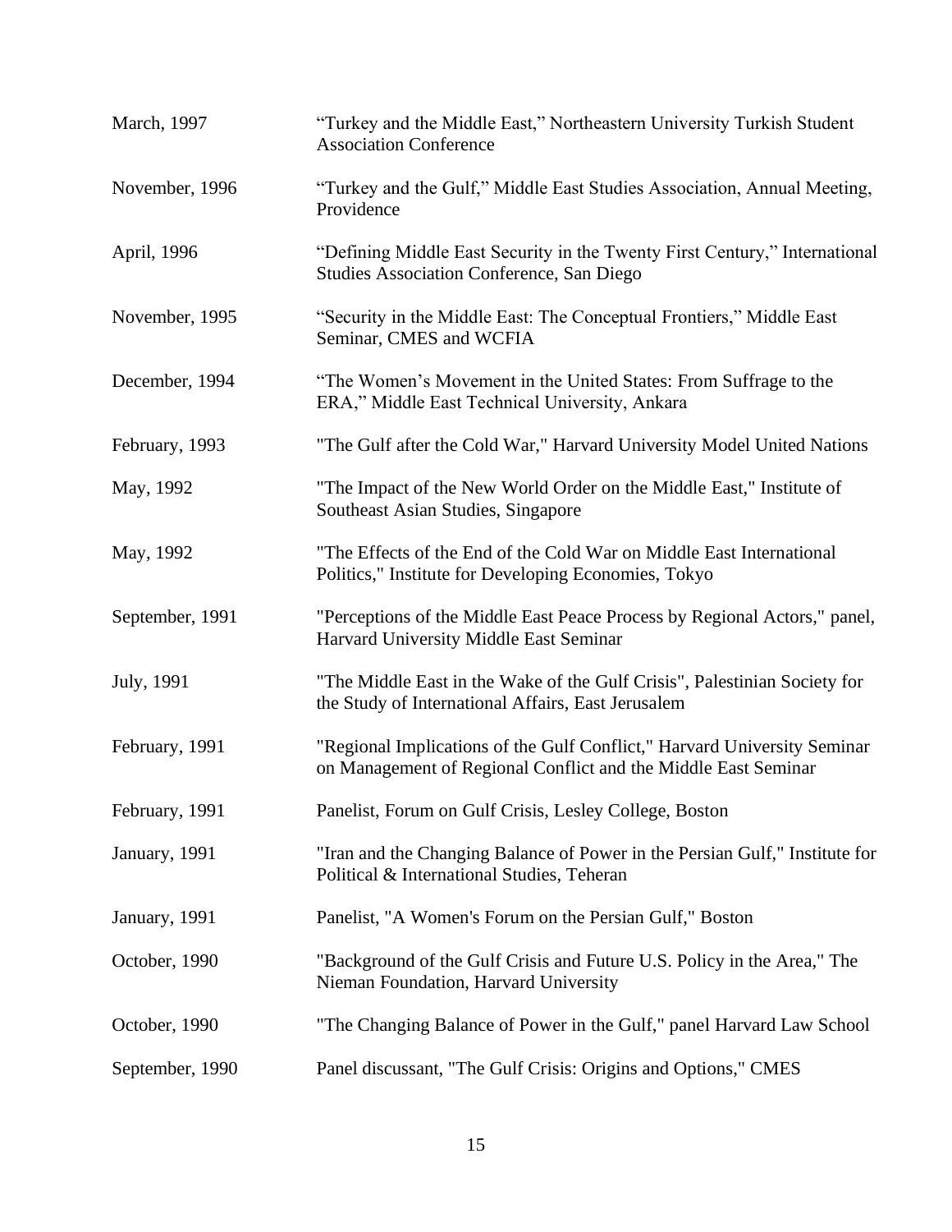| | |
|---|---|
| March, 1997 | “Turkey and the Middle East,” Northeastern University Turkish Student Association Conference |
| November, 1996 | “Turkey and the Gulf,” Middle East Studies Association, Annual Meeting, Providence |
| April, 1996 | “Defining Middle East Security in the Twenty First Century,” International Studies Association Conference, San Diego |
| November, 1995 | “Security in the Middle East: The Conceptual Frontiers,” Middle East Seminar, CMES and WCFIA |
| December, 1994 | “The Women’s Movement in the United States: From Suffrage to the ERA,” Middle East Technical University, Ankara |
| February, 1993 | "The Gulf after the Cold War," Harvard University Model United Nations |
| May, 1992 | "The Impact of the New World Order on the Middle East," Institute of Southeast Asian Studies, Singapore |
| May, 1992 | "The Effects of the End of the Cold War on Middle East International Politics," Institute for Developing Economies, Tokyo |
| September, 1991 | "Perceptions of the Middle East Peace Process by Regional Actors," panel, Harvard University Middle East Seminar |
| July, 1991 | "The Middle East in the Wake of the Gulf Crisis", Palestinian Society for the Study of International Affairs, East Jerusalem |
| February, 1991 | "Regional Implications of the Gulf Conflict," Harvard University Seminar on Management of Regional Conflict and the Middle East Seminar |
| February, 1991 | Panelist, Forum on Gulf Crisis, Lesley College, Boston |
| January, 1991 | "Iran and the Changing Balance of Power in the Persian Gulf," Institute for Political & International Studies, Teheran |
| January, 1991 | Panelist, "A Women's Forum on the Persian Gulf," Boston |
| October, 1990 | "Background of the Gulf Crisis and Future U.S. Policy in the Area," The Nieman Foundation, Harvard University |
| October, 1990 | "The Changing Balance of Power in the Gulf," panel Harvard Law School |
| September, 1990 | Panel discussant, "The Gulf Crisis: Origins and Options," CMES |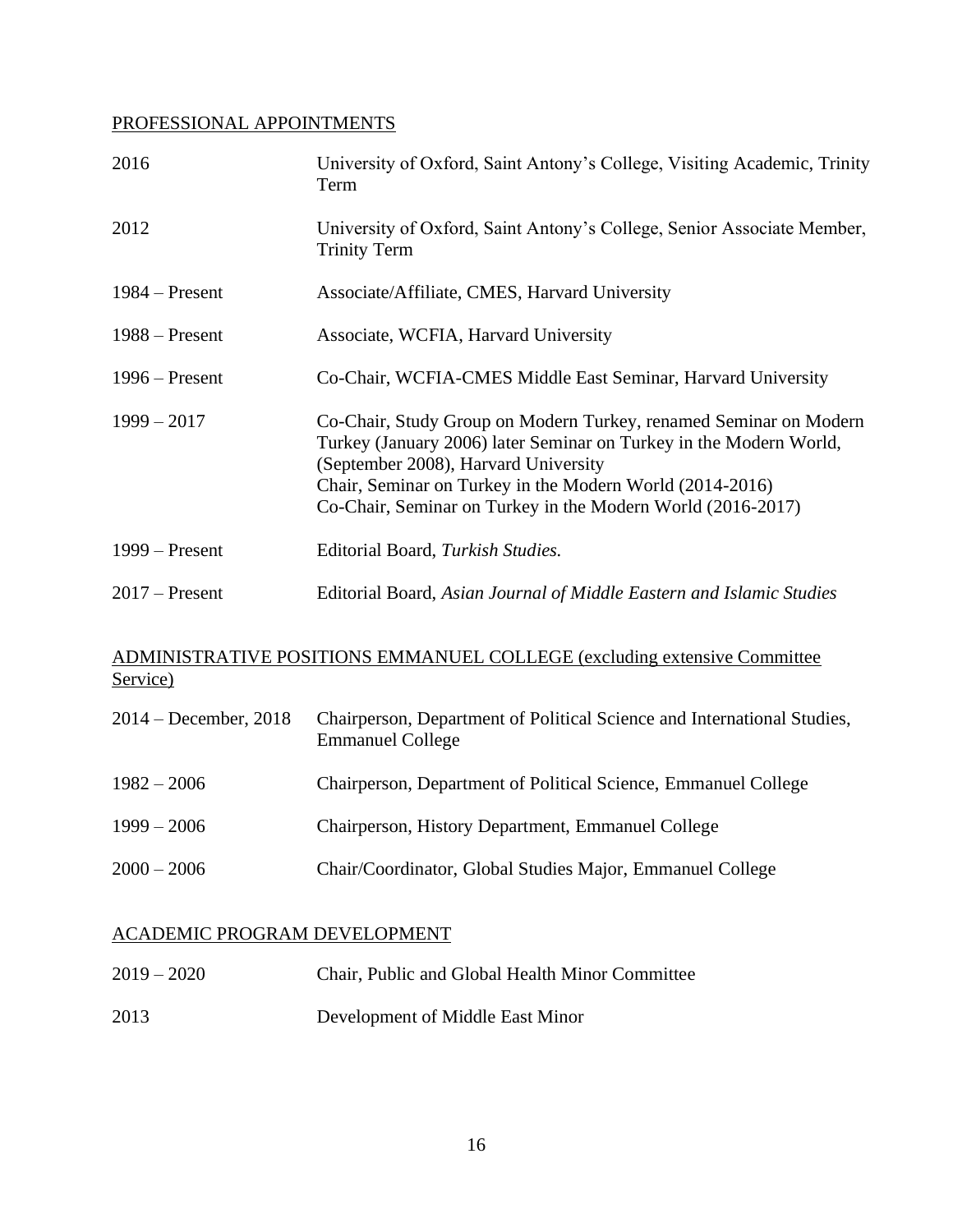## PROFESSIONAL APPOINTMENTS

| | |
|---|---|
| 2016 | University of Oxford, Saint Antony's College, Visiting Academic, Trinity Term |
| 2012 | University of Oxford, Saint Antony's College, Senior Associate Member, Trinity Term |
| 1984 – Present | Associate/Affiliate, CMES, Harvard University |
| 1988 – Present | Associate, WCFIA, Harvard University |
| 1996 – Present | Co-Chair, WCFIA-CMES Middle East Seminar, Harvard University |
| 1999 – 2017 | Co-Chair, Study Group on Modern Turkey, renamed Seminar on Modern Turkey (January 2006) later Seminar on Turkey in the Modern World, (September 2008), Harvard University<br>Chair, Seminar on Turkey in the Modern World (2014-2016)<br>Co-Chair, Seminar on Turkey in the Modern World (2016-2017) |
| 1999 – Present | Editorial Board, *Turkish Studies.* |
| 2017 – Present | Editorial Board, *Asian Journal of Middle Eastern and Islamic Studies* |

## ADMINISTRATIVE POSITIONS EMMANUEL COLLEGE (excluding extensive Committee Service)

| | |
|---|---|
| 2014 – December, 2018 | Chairperson, Department of Political Science and International Studies, Emmanuel College |
| 1982 – 2006 | Chairperson, Department of Political Science, Emmanuel College |
| 1999 – 2006 | Chairperson, History Department, Emmanuel College |
| 2000 – 2006 | Chair/Coordinator, Global Studies Major, Emmanuel College |

## ACADEMIC PROGRAM DEVELOPMENT

| | |
|---|---|
| 2019 – 2020 | Chair, Public and Global Health Minor Committee |
| 2013 | Development of Middle East Minor |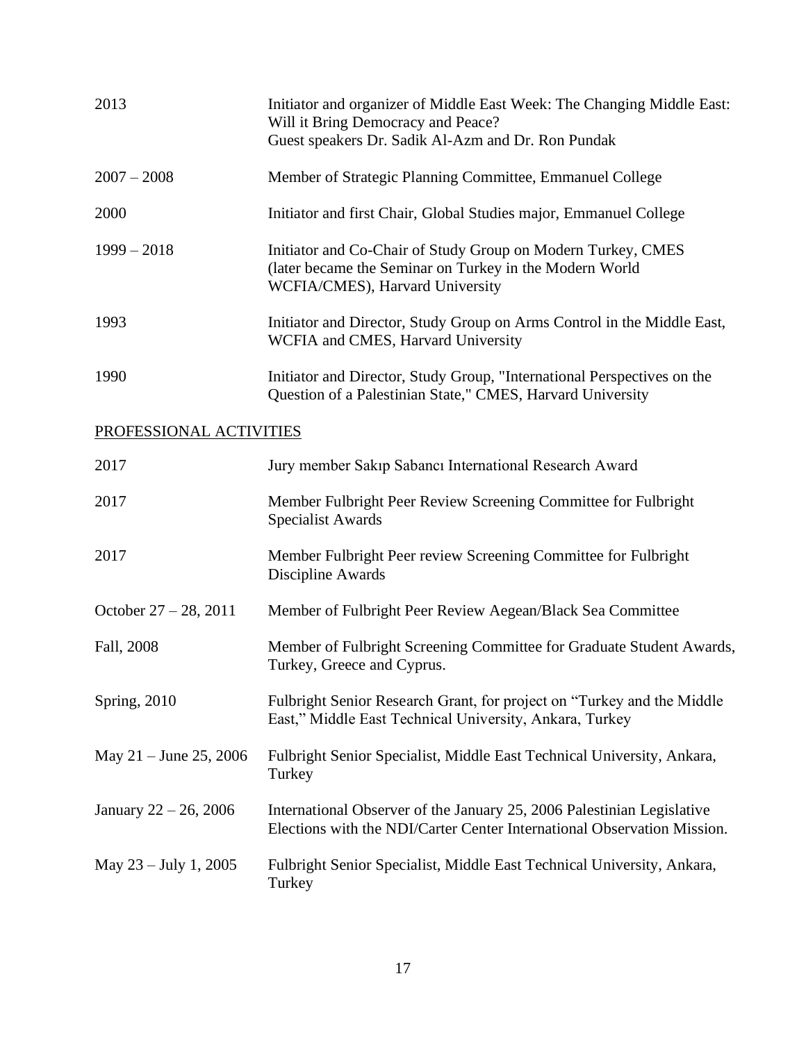| | |
|---|---|
| 2013 | Initiator and organizer of Middle East Week: The Changing Middle East: Will it Bring Democracy and Peace? Guest speakers Dr. Sadik Al-Azm and Dr. Ron Pundak |
| 2007 – 2008 | Member of Strategic Planning Committee, Emmanuel College |
| 2000 | Initiator and first Chair, Global Studies major, Emmanuel College |
| 1999 – 2018 | Initiator and Co-Chair of Study Group on Modern Turkey, CMES (later became the Seminar on Turkey in the Modern World WCFIA/CMES), Harvard University |
| 1993 | Initiator and Director, Study Group on Arms Control in the Middle East, WCFIA and CMES, Harvard University |
| 1990 | Initiator and Director, Study Group, "International Perspectives on the Question of a Palestinian State," CMES, Harvard University |

<u>PROFESSIONAL ACTIVITIES</u>

| | |
|---|---|
| 2017 | Jury member Sakıp Sabancı International Research Award |
| 2017 | Member Fulbright Peer Review Screening Committee for Fulbright Specialist Awards |
| 2017 | Member Fulbright Peer review Screening Committee for Fulbright Discipline Awards |
| October 27 – 28, 2011 | Member of Fulbright Peer Review Aegean/Black Sea Committee |
| Fall, 2008 | Member of Fulbright Screening Committee for Graduate Student Awards, Turkey, Greece and Cyprus. |
| Spring, 2010 | Fulbright Senior Research Grant, for project on "Turkey and the Middle East," Middle East Technical University, Ankara, Turkey |
| May 21 – June 25, 2006 | Fulbright Senior Specialist, Middle East Technical University, Ankara, Turkey |
| January 22 – 26, 2006 | International Observer of the January 25, 2006 Palestinian Legislative Elections with the NDI/Carter Center International Observation Mission. |
| May 23 – July 1, 2005 | Fulbright Senior Specialist, Middle East Technical University, Ankara, Turkey |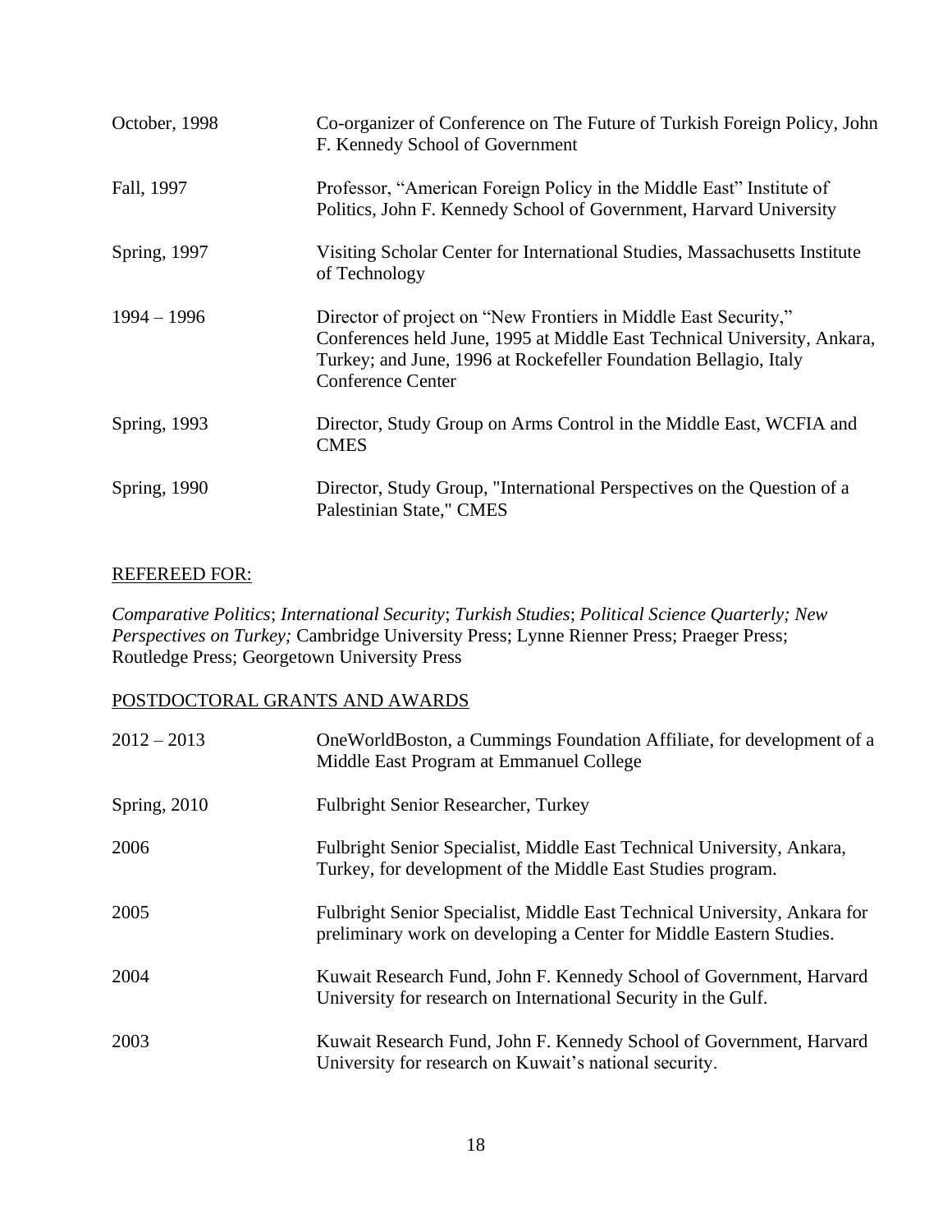| | |
|---|---|
| October, 1998 | Co-organizer of Conference on The Future of Turkish Foreign Policy, John F. Kennedy School of Government |
| Fall, 1997 | Professor, "American Foreign Policy in the Middle East" Institute of Politics, John F. Kennedy School of Government, Harvard University |
| Spring, 1997 | Visiting Scholar Center for International Studies, Massachusetts Institute of Technology |
| 1994 – 1996 | Director of project on "New Frontiers in Middle East Security," Conferences held June, 1995 at Middle East Technical University, Ankara, Turkey; and June, 1996 at Rockefeller Foundation Bellagio, Italy Conference Center |
| Spring, 1993 | Director, Study Group on Arms Control in the Middle East, WCFIA and CMES |
| Spring, 1990 | Director, Study Group, "International Perspectives on the Question of a Palestinian State," CMES |

## REFEREED FOR:

*Comparative Politics*; *International Security*; *Turkish Studies*; *Political Science Quarterly; New Perspectives on Turkey;* Cambridge University Press; Lynne Rienner Press; Praeger Press; Routledge Press; Georgetown University Press

## POSTDOCTORAL GRANTS AND AWARDS

| | |
|---|---|
| 2012 – 2013 | OneWorldBoston, a Cummings Foundation Affiliate, for development of a Middle East Program at Emmanuel College |
| Spring, 2010 | Fulbright Senior Researcher, Turkey |
| 2006 | Fulbright Senior Specialist, Middle East Technical University, Ankara, Turkey, for development of the Middle East Studies program. |
| 2005 | Fulbright Senior Specialist, Middle East Technical University, Ankara for preliminary work on developing a Center for Middle Eastern Studies. |
| 2004 | Kuwait Research Fund, John F. Kennedy School of Government, Harvard University for research on International Security in the Gulf. |
| 2003 | Kuwait Research Fund, John F. Kennedy School of Government, Harvard University for research on Kuwait's national security. |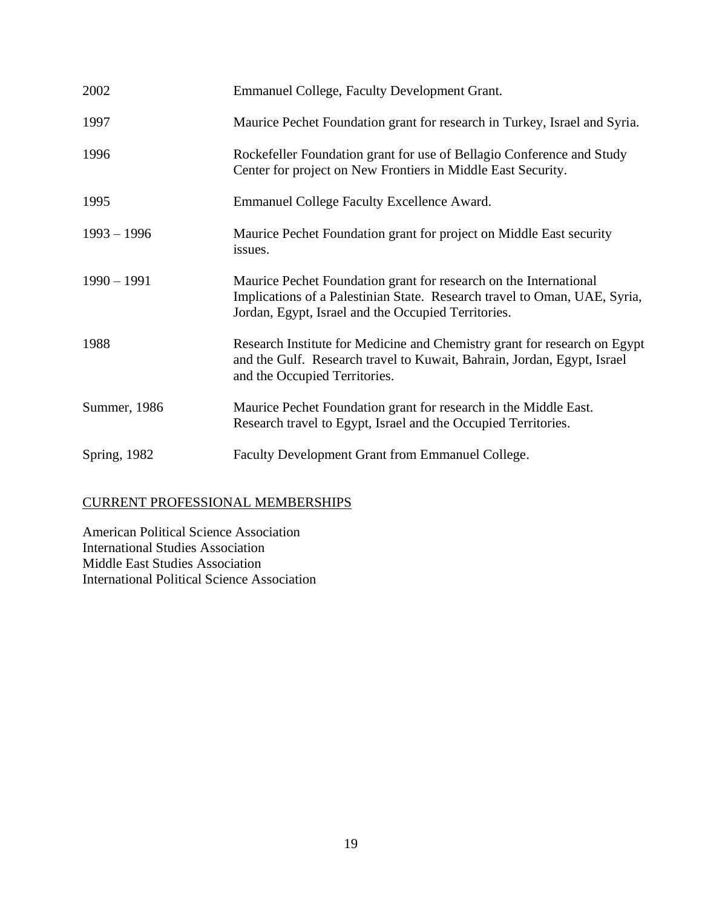| | |
|---|---|
| 2002 | Emmanuel College, Faculty Development Grant. |
| 1997 | Maurice Pechet Foundation grant for research in Turkey, Israel and Syria. |
| 1996 | Rockefeller Foundation grant for use of Bellagio Conference and Study Center for project on New Frontiers in Middle East Security. |
| 1995 | Emmanuel College Faculty Excellence Award. |
| 1993 – 1996 | Maurice Pechet Foundation grant for project on Middle East security issues. |
| 1990 – 1991 | Maurice Pechet Foundation grant for research on the International Implications of a Palestinian State. Research travel to Oman, UAE, Syria, Jordan, Egypt, Israel and the Occupied Territories. |
| 1988 | Research Institute for Medicine and Chemistry grant for research on Egypt and the Gulf. Research travel to Kuwait, Bahrain, Jordan, Egypt, Israel and the Occupied Territories. |
| Summer, 1986 | Maurice Pechet Foundation grant for research in the Middle East. Research travel to Egypt, Israel and the Occupied Territories. |
| Spring, 1982 | Faculty Development Grant from Emmanuel College. |

## CURRENT PROFESSIONAL MEMBERSHIPS

American Political Science Association
International Studies Association
Middle East Studies Association
International Political Science Association